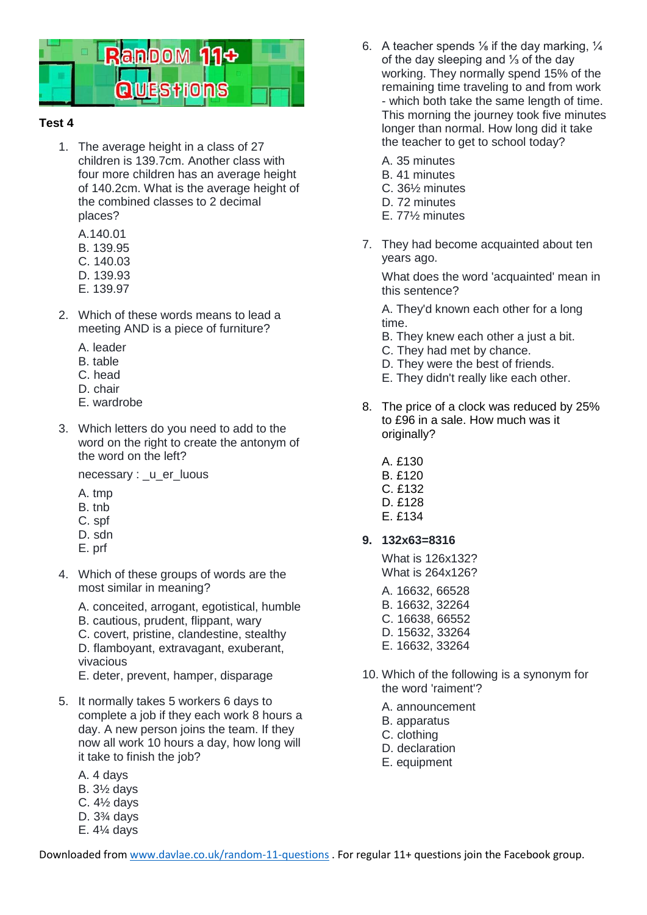# Random 11+ Questions

**Test 4**

1. The average height in a class of 27 children is 139.7cm. Another class with four more children has an average height of 140.2cm. What is the average height of the combined classes to 2 decimal places?

   A.140.01
   B. 139.95
   C. 140.03
   D. 139.93
   E. 139.97

2. Which of these words means to lead a meeting AND is a piece of furniture?

   A. leader
   B. table
   C. head
   D. chair
   E. wardrobe

3. Which letters do you need to add to the word on the right to create the antonym of the word on the left?

   necessary : _u_er_luous

   A. tmp
   B. tnb
   C. spf
   D. sdn
   E. prf

4. Which of these groups of words are the most similar in meaning?

   A. conceited, arrogant, egotistical, humble
   B. cautious, prudent, flippant, wary
   C. covert, pristine, clandestine, stealthy
   D. flamboyant, extravagant, exuberant, vivacious
   E. deter, prevent, hamper, disparage

5. It normally takes 5 workers 6 days to complete a job if they each work 8 hours a day. A new person joins the team. If they now all work 10 hours a day, how long will it take to finish the job?

   A. 4 days
   B. 3½ days
   C. 4½ days
   D. 3¾ days
   E. 4¼ days

6. A teacher spends ⅛ if the day marking, ¼ of the day sleeping and ⅓ of the day working. They normally spend 15% of the remaining time traveling to and from work - which both take the same length of time. This morning the journey took five minutes longer than normal. How long did it take the teacher to get to school today?

   A. 35 minutes
   B. 41 minutes
   C. 36½ minutes
   D. 72 minutes
   E. 77½ minutes

7. They had become acquainted about ten years ago.

   What does the word 'acquainted' mean in this sentence?

   A. They'd known each other for a long time.
   B. They knew each other a just a bit.
   C. They had met by chance.
   D. They were the best of friends.
   E. They didn't really like each other.

8. The price of a clock was reduced by 25% to £96 in a sale. How much was it originally?

   A. £130
   B. £120
   C. £132
   D. £128
   E. £134

9. **132x63=8316**

   What is 126x132?
   What is 264x126?

   A. 16632, 66528
   B. 16632, 32264
   C. 16638, 66552
   D. 15632, 33264
   E. 16632, 33264

10. Which of the following is a synonym for the word 'raiment'?

    A. announcement
    B. apparatus
    C. clothing
    D. declaration
    E. equipment

Downloaded from www.davlae.co.uk/random-11-questions . For regular 11+ questions join the Facebook group.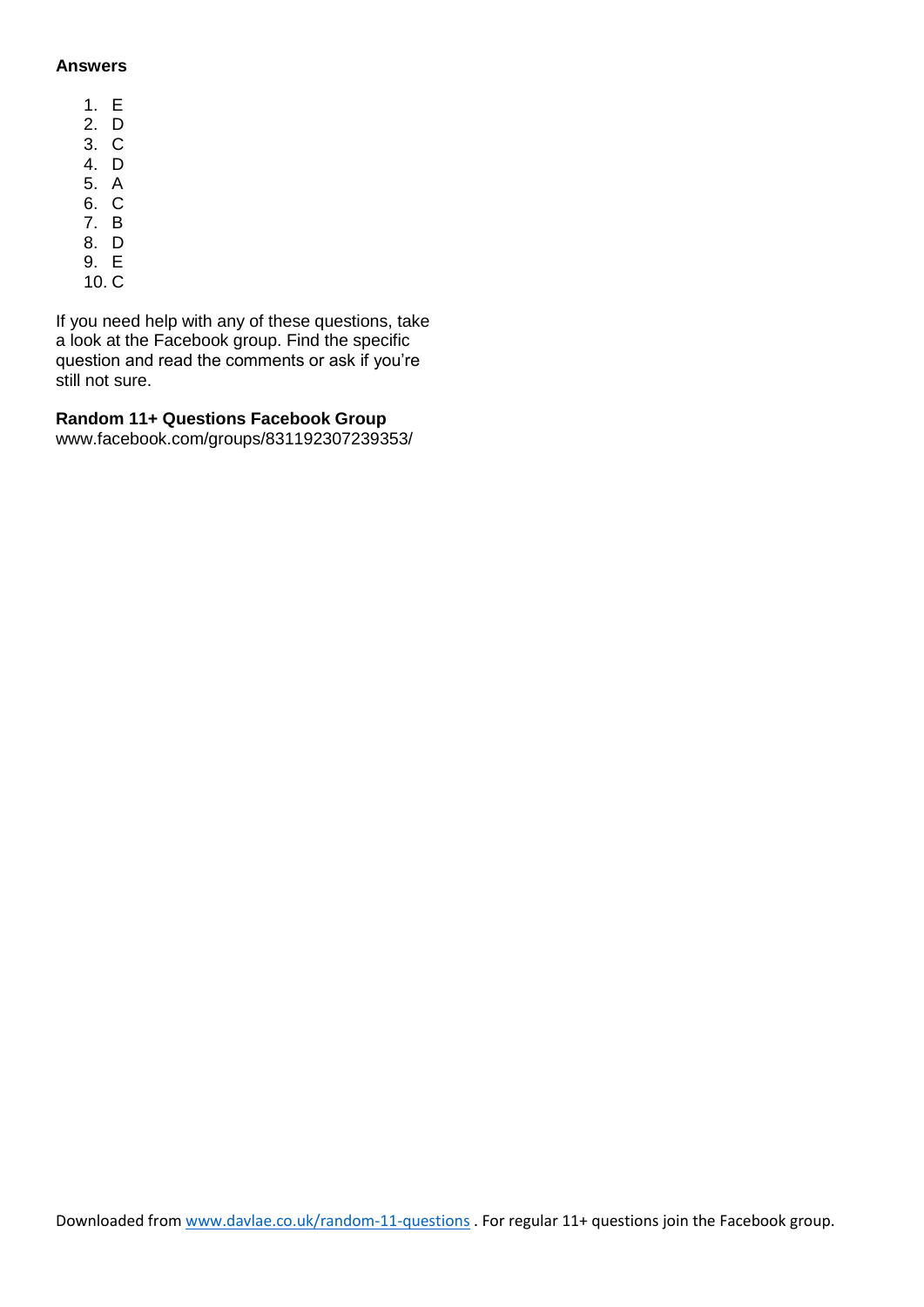**Answers**

1. E
2. D
3. C
4. D
5. A
6. C
7. B
8. D
9. E
10. C

If you need help with any of these questions, take a look at the Facebook group. Find the specific question and read the comments or ask if you're still not sure.

**Random 11+ Questions Facebook Group**
www.facebook.com/groups/831192307239353/

Downloaded from [www.davlae.co.uk/random-11-questions](www.davlae.co.uk/random-11-questions) . For regular 11+ questions join the Facebook group.